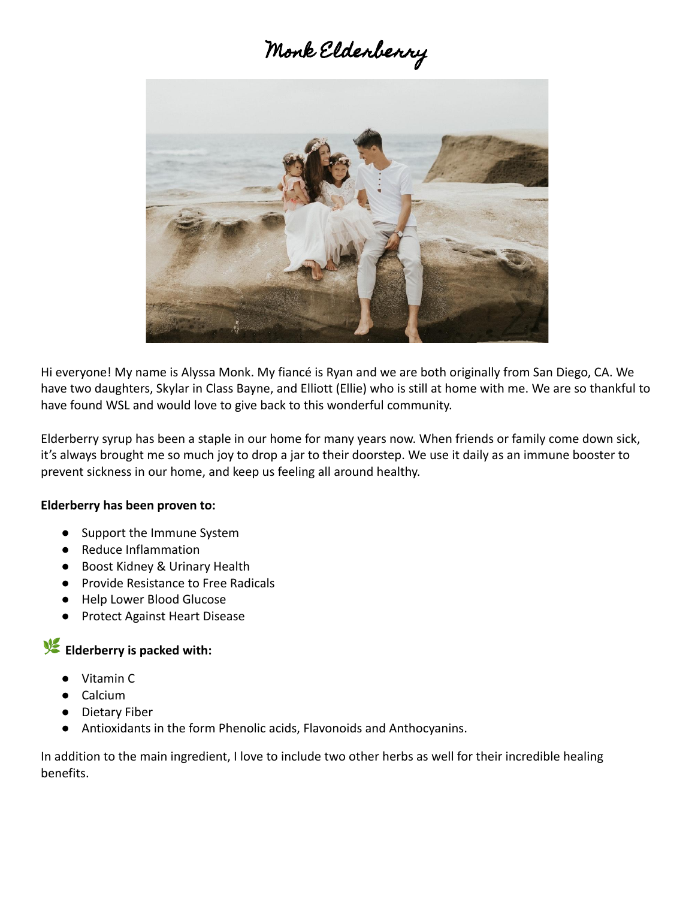# Monk Elderberry

Hi everyone! My name is Alyssa Monk. My fiancé is Ryan and we are both originally from San Diego, CA. We have two daughters, Skylar in Class Bayne, and Elliott (Ellie) who is still at home with me. We are so thankful to have found WSL and would love to give back to this wonderful community.

Elderberry syrup has been a staple in our home for many years now. When friends or family come down sick, it's always brought me so much joy to drop a jar to their doorstep. We use it daily as an immune booster to prevent sickness in our home, and keep us feeling all around healthy.

**Elderberry has been proven to:**

- Support the Immune System
- Reduce Inflammation
- Boost Kidney & Urinary Health
- Provide Resistance to Free Radicals
- Help Lower Blood Glucose
- Protect Against Heart Disease

🌿 **Elderberry is packed with:**

- Vitamin C
- Calcium
- Dietary Fiber
- Antioxidants in the form Phenolic acids, Flavonoids and Anthocyanins.

In addition to the main ingredient, I love to include two other herbs as well for their incredible healing benefits.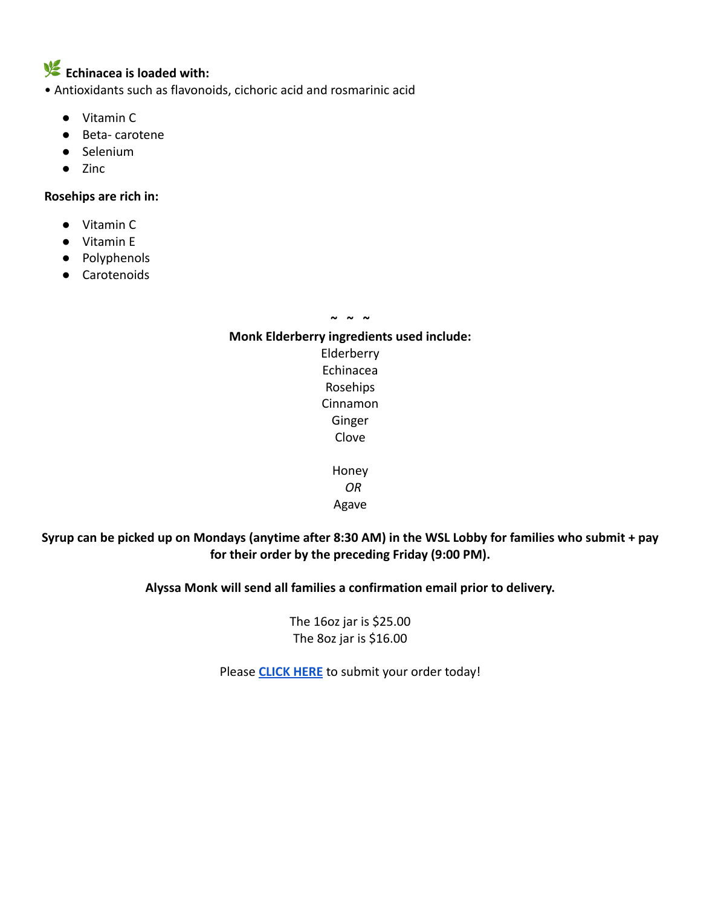🌿 **Echinacea is loaded with:**

• Antioxidants such as flavonoids, cichoric acid and rosmarinic acid

- Vitamin C
- Beta- carotene
- Selenium
- Zinc

**Rosehips are rich in:**

- Vitamin C
- Vitamin E
- Polyphenols
- Carotenoids

~ ~ ~

**Monk Elderberry ingredients used include:**

Elderberry
Echinacea
Rosehips
Cinnamon
Ginger
Clove

Honey
*OR*
Agave

**Syrup can be picked up on Mondays (anytime after 8:30 AM) in the WSL Lobby for families who submit + pay for their order by the preceding Friday (9:00 PM).**

**Alyssa Monk will send all families a confirmation email prior to delivery.**

The 16oz jar is $25.00
The 8oz jar is $16.00

Please **CLICK HERE** to submit your order today!